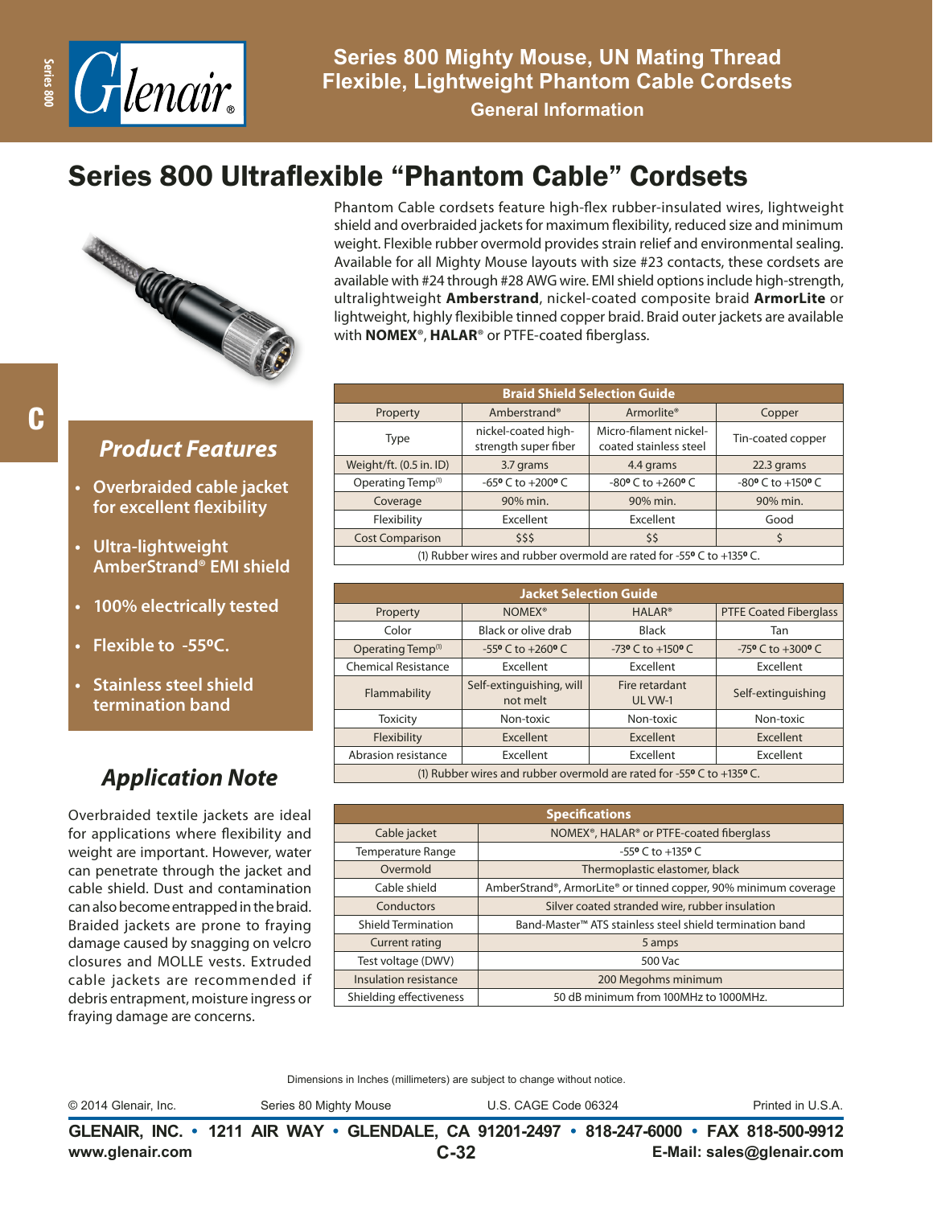# Series 800 Mighty Mouse, UN Mating Thread Flexible, Lightweight Phantom Cable Cordsets

## General Information

# Series 800 Ultraflexible "Phantom Cable" Cordsets

Phantom Cable cordsets feature high-flex rubber-insulated wires, lightweight shield and overbraided jackets for maximum flexibility, reduced size and minimum weight. Flexible rubber overmold provides strain relief and environmental sealing. Available for all Mighty Mouse layouts with size #23 contacts, these cordsets are available with #24 through #28 AWG wire. EMI shield options include high-strength, ultralightweight **Amberstrand**, nickel-coated composite braid **ArmorLite** or lightweight, highly flexibible tinned copper braid. Braid outer jackets are available with **NOMEX**®, **HALAR**® or PTFE-coated fiberglass.

## Product Features

- Overbraided cable jacket for excellent flexibility
- Ultra-lightweight AmberStrand® EMI shield
- 100% electrically tested
- Flexible to -55ºC.
- Stainless steel shield termination band

## Application Note

Overbraided textile jackets are ideal for applications where flexibility and weight are important. However, water can penetrate through the jacket and cable shield. Dust and contamination can also become entrapped in the braid. Braided jackets are prone to fraying damage caused by snagging on velcro closures and MOLLE vests. Extruded cable jackets are recommended if debris entrapment, moisture ingress or fraying damage are concerns.

**Braid Shield Selection Guide**

| Property | Amberstrand® | Armorlite® | Copper |
|---|---|---|---|
| Type | nickel-coated high-strength super fiber | Micro-filament nickel-coated stainless steel | Tin-coated copper |
| Weight/ft. (0.5 in. ID) | 3.7 grams | 4.4 grams | 22.3 grams |
| Operating Temp[1] | -65º C to +200º C | -80º C to +260º C | -80º C to +150º C |
| Coverage | 90% min. | 90% min. | 90% min. |
| Flexibility | Excellent | Excellent | Good |
| Cost Comparison | $$$ | $$ | $ |

(1) Rubber wires and rubber overmold are rated for -55º C to +135º C.

**Jacket Selection Guide**

| Property | NOMEX® | HALAR® | PTFE Coated Fiberglass |
|---|---|---|---|
| Color | Black or olive drab | Black | Tan |
| Operating Temp[1] | -55º C to +260º C | -73º C to +150º C | -75º C to +300º C |
| Chemical Resistance | Excellent | Excellent | Excellent |
| Flammability | Self-extinguishing, will not melt | Fire retardant UL VW-1 | Self-extinguishing |
| Toxicity | Non-toxic | Non-toxic | Non-toxic |
| Flexibility | Excellent | Excellent | Excellent |
| Abrasion resistance | Excellent | Excellent | Excellent |

(1) Rubber wires and rubber overmold are rated for -55º C to +135º C.

**Specifications**

| | |
|---|---|
| Cable jacket | NOMEX®, HALAR® or PTFE-coated fiberglass |
| Temperature Range | -55º C to +135º C |
| Overmold | Thermoplastic elastomer, black |
| Cable shield | AmberStrand®, ArmorLite® or tinned copper, 90% minimum coverage |
| Conductors | Silver coated stranded wire, rubber insulation |
| Shield Termination | Band-Master™ ATS stainless steel shield termination band |
| Current rating | 5 amps |
| Test voltage (DWV) | 500 Vac |
| Insulation resistance | 200 Megohms minimum |
| Shielding effectiveness | 50 dB minimum from 100MHz to 1000MHz. |

Dimensions in Inches (millimeters) are subject to change without notice.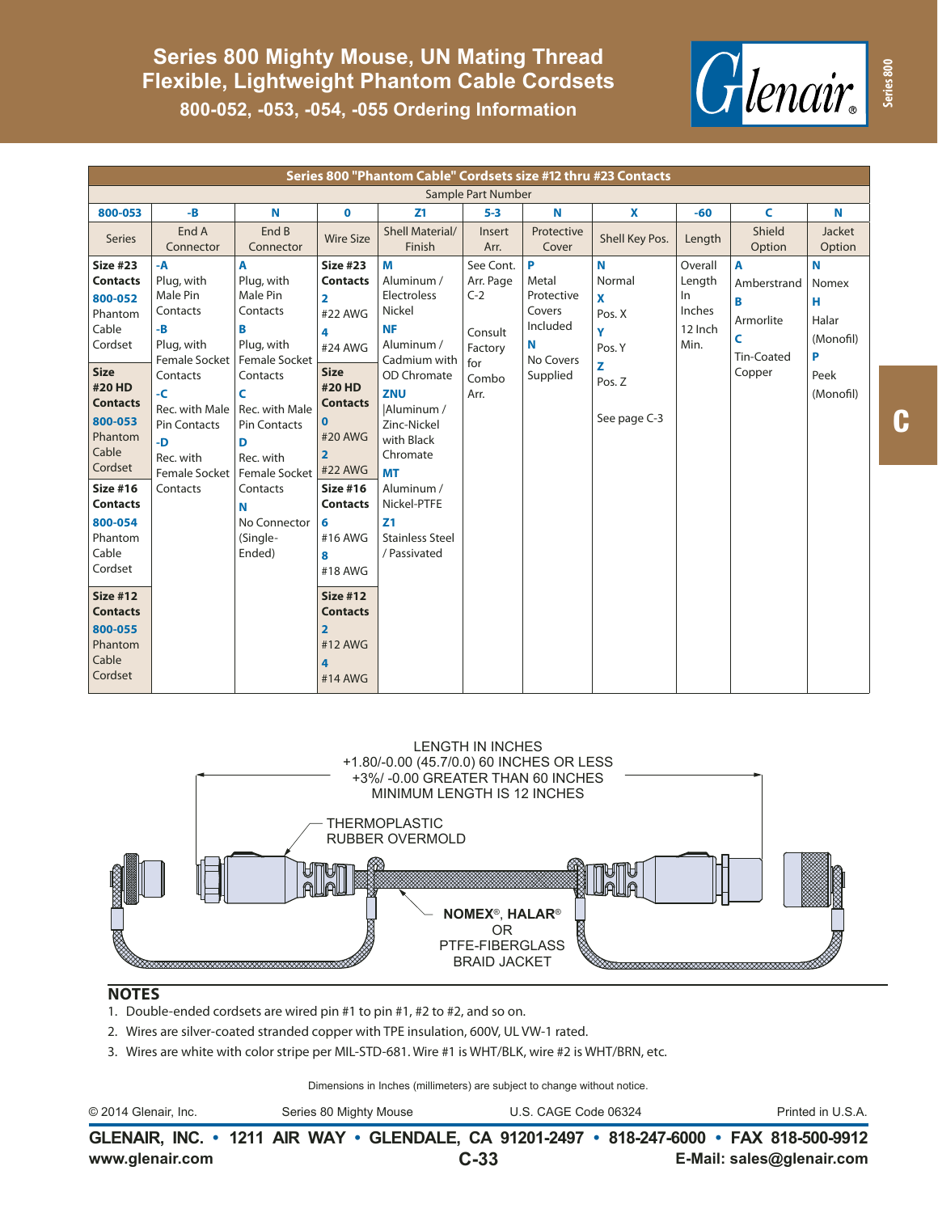# Series 800 Mighty Mouse, UN Mating Thread Flexible, Lightweight Phantom Cable Cordsets

## 800-052, -053, -054, -055 Ordering Information

| Series 800 "Phantom Cable" Cordsets size #12 thru #23 Contacts | | | | | | | | | | | |
|---|---|---|---|---|---|---|---|---|---|---|---|
| Sample Part Number | | | | | | | | | | | |
| 800-053 | -B | N | 0 | Z1 | 5-3 | N | X | -60 | C | N |
| Series | End A Connector | End B Connector | Wire Size | Shell Material/ Finish | Insert Arr. | Protective Cover | Shell Key Pos. | Length | Shield Option | Jacket Option |
| **Size #23 Contacts** **800-052** Phantom Cable Cordset<br>**Size #20 HD Contacts** **800-053** Phantom Cable Cordset<br>**Size #16 Contacts** **800-054** Phantom Cable Cordset<br>**Size #12 Contacts** **800-055** Phantom Cable Cordset | **-A** Plug, with Male Pin Contacts<br>**-B** Plug, with Female Socket Contacts<br>**-C** Rec. with Male Pin Contacts<br>**-D** Rec. with Female Socket Contacts | **A** Plug, with Male Pin Contacts<br>**B** Plug, with Female Socket Contacts<br>**C** Rec. with Male Pin Contacts<br>**D** Rec. with Female Socket Contacts<br>**N** No Connector (Single-Ended) | **Size #23 Contacts**<br>**2** #22 AWG<br>**4** #24 AWG<br>**Size #20 HD Contacts**<br>**0** #20 AWG<br>**2** #22 AWG<br>**Size #16 Contacts**<br>**6** #16 AWG<br>**8** #18 AWG<br>**Size #12 Contacts**<br>**2** #12 AWG<br>**4** #14 AWG | **M** Aluminum / Electroless Nickel<br>**NF** Aluminum / Cadmium with OD Chromate<br>**ZNU** Aluminum / Zinc-Nickel with Black Chromate<br>**MT** Aluminum / Nickel-PTFE<br>**Z1** Stainless Steel / Passivated | See Cont. Arr. Page C-2<br>Consult Factory for Combo Arr. | **P** Metal Protective Covers Included<br>**N** No Covers Supplied | **N** Normal<br>**X** Pos. X<br>**Y** Pos. Y<br>**Z** Pos. Z<br>See page C-3 | Overall Length In Inches<br>12 Inch Min. | **A** Amberstrand<br>**B** Armorlite<br>**C** Tin-Coated Copper | **N** Nomex<br>**H** Halar (Monofil)<br>**P** Peek (Monofil) |

LENGTH IN INCHES
+1.80/-0.00 (45.7/0.0) 60 INCHES OR LESS
+3%/ -0.00 GREATER THAN 60 INCHES
MINIMUM LENGTH IS 12 INCHES

THERMOPLASTIC
RUBBER OVERMOLD

NOMEX®, HALAR®
OR
PTFE-FIBERGLASS
BRAID JACKET

## NOTES

1. Double-ended cordsets are wired pin #1 to pin #1, #2 to #2, and so on.
2. Wires are silver-coated stranded copper with TPE insulation, 600V, UL VW-1 rated.
3. Wires are white with color stripe per MIL-STD-681. Wire #1 is WHT/BLK, wire #2 is WHT/BRN, etc.

Dimensions in Inches (millimeters) are subject to change without notice.